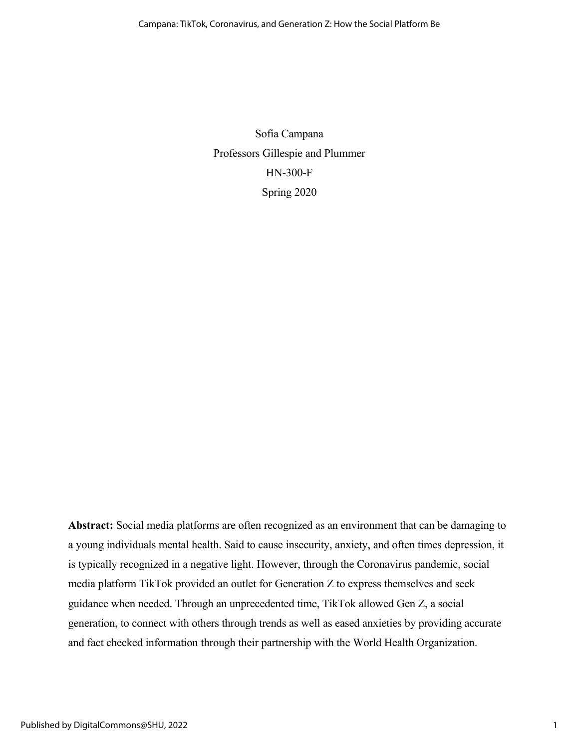Sofia Campana

Professors Gillespie and Plummer

HN-300-F

Spring 2020

**Abstract:** Social media platforms are often recognized as an environment that can be damaging to a young individuals mental health. Said to cause insecurity, anxiety, and often times depression, it is typically recognized in a negative light. However, through the Coronavirus pandemic, social media platform TikTok provided an outlet for Generation Z to express themselves and seek guidance when needed. Through an unprecedented time, TikTok allowed Gen Z, a social generation, to connect with others through trends as well as eased anxieties by providing accurate and fact checked information through their partnership with the World Health Organization.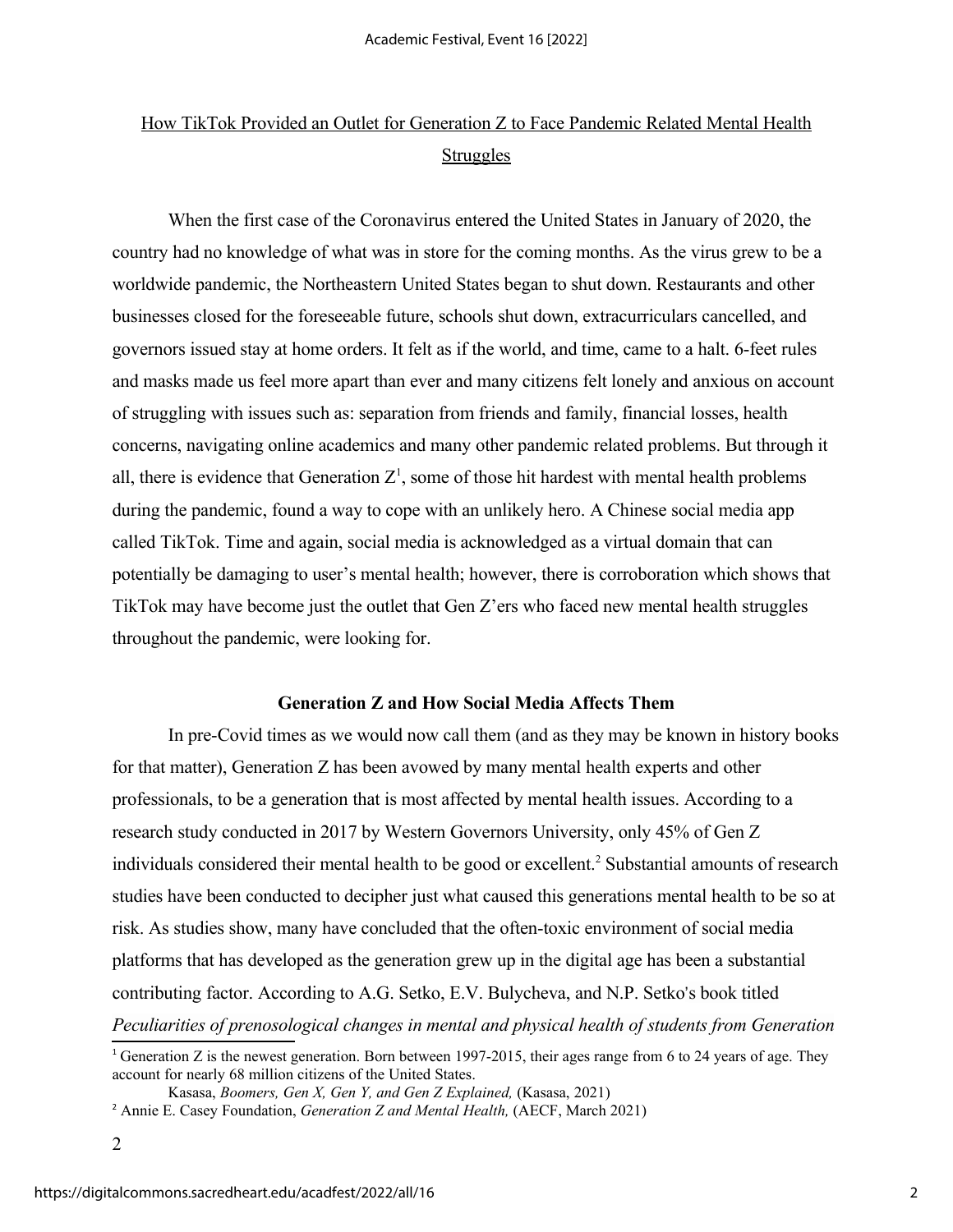## How TikTok Provided an Outlet for Generation Z to Face Pandemic Related Mental Health Struggles

When the first case of the Coronavirus entered the United States in January of 2020, the country had no knowledge of what was in store for the coming months. As the virus grew to be a worldwide pandemic, the Northeastern United States began to shut down. Restaurants and other businesses closed for the foreseeable future, schools shut down, extracurriculars cancelled, and governors issued stay at home orders. It felt as if the world, and time, came to a halt. 6-feet rules and masks made us feel more apart than ever and many citizens felt lonely and anxious on account of struggling with issues such as: separation from friends and family, financial losses, health concerns, navigating online academics and many other pandemic related problems. But through it all, there is evidence that Generation Z[1], some of those hit hardest with mental health problems during the pandemic, found a way to cope with an unlikely hero. A Chinese social media app called TikTok. Time and again, social media is acknowledged as a virtual domain that can potentially be damaging to user's mental health; however, there is corroboration which shows that TikTok may have become just the outlet that Gen Z'ers who faced new mental health struggles throughout the pandemic, were looking for.

### Generation Z and How Social Media Affects Them

In pre-Covid times as we would now call them (and as they may be known in history books for that matter), Generation Z has been avowed by many mental health experts and other professionals, to be a generation that is most affected by mental health issues. According to a research study conducted in 2017 by Western Governors University, only 45% of Gen Z individuals considered their mental health to be good or excellent.[2] Substantial amounts of research studies have been conducted to decipher just what caused this generations mental health to be so at risk. As studies show, many have concluded that the often-toxic environment of social media platforms that has developed as the generation grew up in the digital age has been a substantial contributing factor. According to A.G. Setko, E.V. Bulycheva, and N.P. Setko's book titled *Peculiarities of prenosological changes in mental and physical health of students from Generation*

---

[1] Generation Z is the newest generation. Born between 1997-2015, their ages range from 6 to 24 years of age. They account for nearly 68 million citizens of the United States.

Kasasa, *Boomers, Gen X, Gen Y, and Gen Z Explained,* (Kasasa, 2021)

[2] Annie E. Casey Foundation, *Generation Z and Mental Health,* (AECF, March 2021)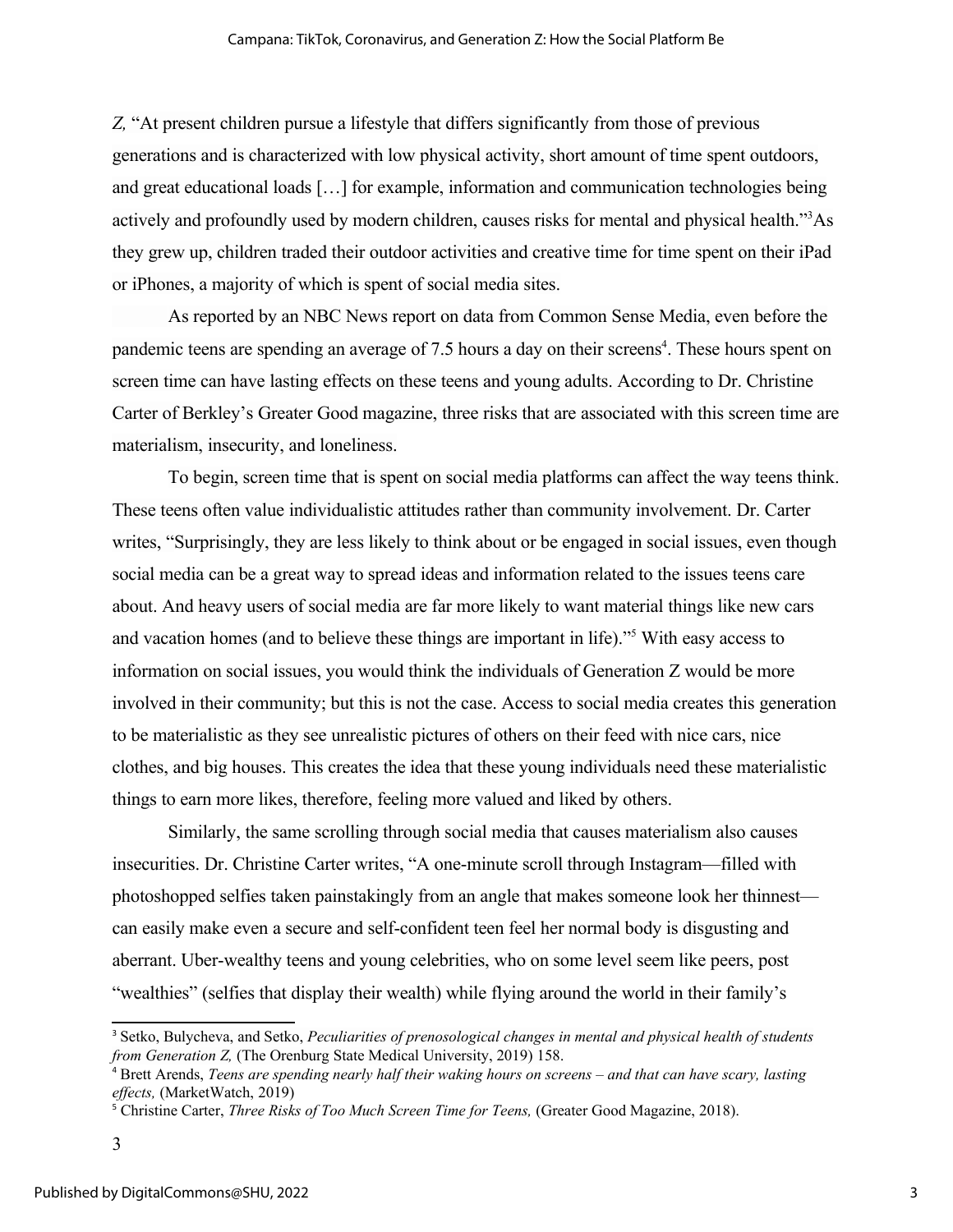*Z,* "At present children pursue a lifestyle that differs significantly from those of previous generations and is characterized with low physical activity, short amount of time spent outdoors, and great educational loads […] for example, information and communication technologies being actively and profoundly used by modern children, causes risks for mental and physical health."[3]As they grew up, children traded their outdoor activities and creative time for time spent on their iPad or iPhones, a majority of which is spent of social media sites.

As reported by an NBC News report on data from Common Sense Media, even before the pandemic teens are spending an average of 7.5 hours a day on their screens[4]. These hours spent on screen time can have lasting effects on these teens and young adults. According to Dr. Christine Carter of Berkley's Greater Good magazine, three risks that are associated with this screen time are materialism, insecurity, and loneliness.

To begin, screen time that is spent on social media platforms can affect the way teens think. These teens often value individualistic attitudes rather than community involvement. Dr. Carter writes, "Surprisingly, they are less likely to think about or be engaged in social issues, even though social media can be a great way to spread ideas and information related to the issues teens care about. And heavy users of social media are far more likely to want material things like new cars and vacation homes (and to believe these things are important in life)."[5] With easy access to information on social issues, you would think the individuals of Generation Z would be more involved in their community; but this is not the case. Access to social media creates this generation to be materialistic as they see unrealistic pictures of others on their feed with nice cars, nice clothes, and big houses. This creates the idea that these young individuals need these materialistic things to earn more likes, therefore, feeling more valued and liked by others.

Similarly, the same scrolling through social media that causes materialism also causes insecurities. Dr. Christine Carter writes, "A one-minute scroll through Instagram—filled with photoshopped selfies taken painstakingly from an angle that makes someone look her thinnest—can easily make even a secure and self-confident teen feel her normal body is disgusting and aberrant. Uber-wealthy teens and young celebrities, who on some level seem like peers, post "wealthies" (selfies that display their wealth) while flying around the world in their family's

---

[3] Setko, Bulycheva, and Setko, *Peculiarities of prenosological changes in mental and physical health of students from Generation Z,* (The Orenburg State Medical University, 2019) 158.

[4] Brett Arends, *Teens are spending nearly half their waking hours on screens – and that can have scary, lasting effects,* (MarketWatch, 2019)

[5] Christine Carter, *Three Risks of Too Much Screen Time for Teens,* (Greater Good Magazine, 2018).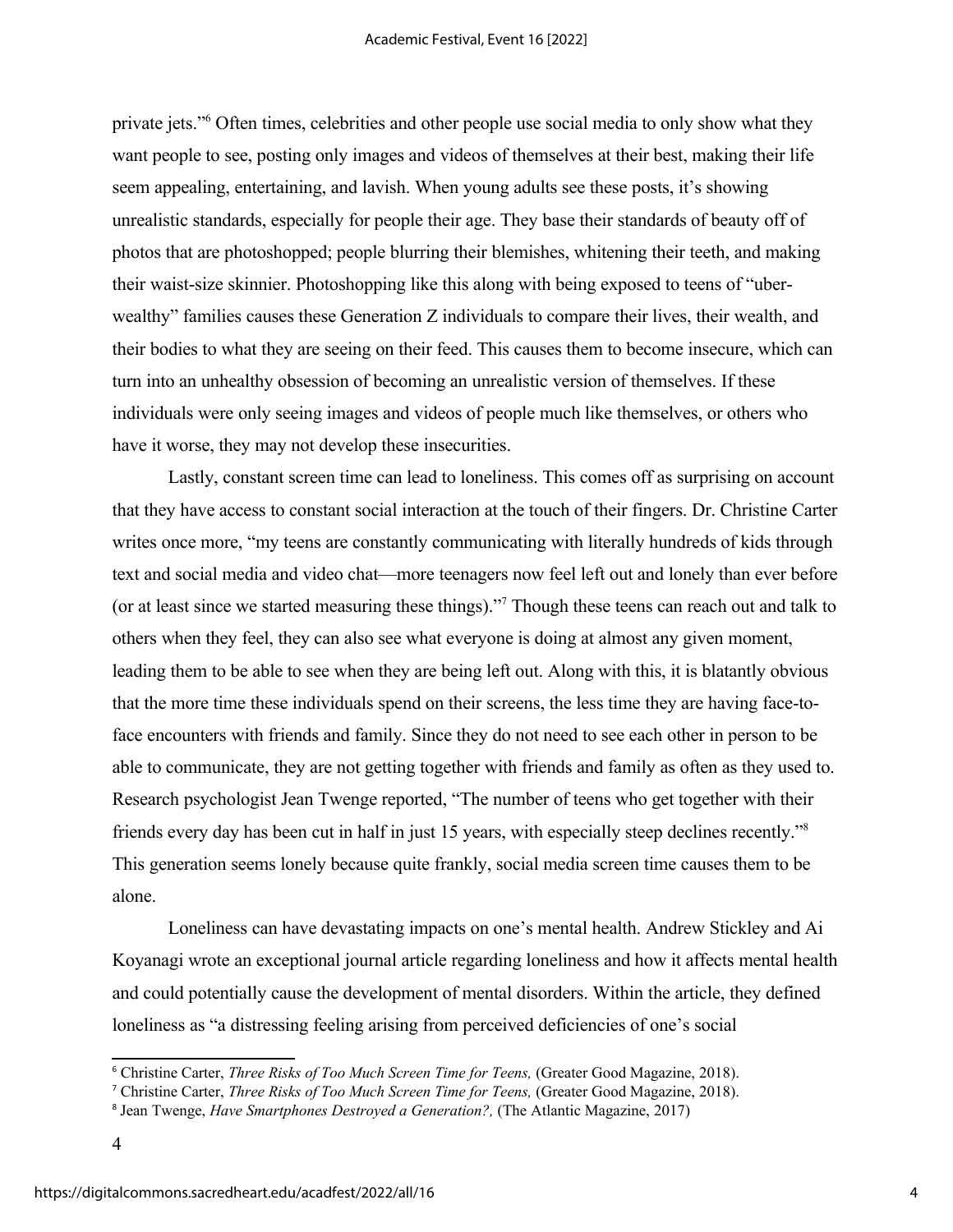private jets."[6] Often times, celebrities and other people use social media to only show what they want people to see, posting only images and videos of themselves at their best, making their life seem appealing, entertaining, and lavish. When young adults see these posts, it's showing unrealistic standards, especially for people their age. They base their standards of beauty off of photos that are photoshopped; people blurring their blemishes, whitening their teeth, and making their waist-size skinnier. Photoshopping like this along with being exposed to teens of "uber-wealthy" families causes these Generation Z individuals to compare their lives, their wealth, and their bodies to what they are seeing on their feed. This causes them to become insecure, which can turn into an unhealthy obsession of becoming an unrealistic version of themselves. If these individuals were only seeing images and videos of people much like themselves, or others who have it worse, they may not develop these insecurities.

Lastly, constant screen time can lead to loneliness. This comes off as surprising on account that they have access to constant social interaction at the touch of their fingers. Dr. Christine Carter writes once more, "my teens are constantly communicating with literally hundreds of kids through text and social media and video chat—more teenagers now feel left out and lonely than ever before (or at least since we started measuring these things)."[7] Though these teens can reach out and talk to others when they feel, they can also see what everyone is doing at almost any given moment, leading them to be able to see when they are being left out. Along with this, it is blatantly obvious that the more time these individuals spend on their screens, the less time they are having face-to-face encounters with friends and family. Since they do not need to see each other in person to be able to communicate, they are not getting together with friends and family as often as they used to. Research psychologist Jean Twenge reported, "The number of teens who get together with their friends every day has been cut in half in just 15 years, with especially steep declines recently."[8] This generation seems lonely because quite frankly, social media screen time causes them to be alone.

Loneliness can have devastating impacts on one's mental health. Andrew Stickley and Ai Koyanagi wrote an exceptional journal article regarding loneliness and how it affects mental health and could potentially cause the development of mental disorders. Within the article, they defined loneliness as "a distressing feeling arising from perceived deficiencies of one's social

---

[6] Christine Carter, *Three Risks of Too Much Screen Time for Teens,* (Greater Good Magazine, 2018).

[7] Christine Carter, *Three Risks of Too Much Screen Time for Teens,* (Greater Good Magazine, 2018).

[8] Jean Twenge, *Have Smartphones Destroyed a Generation?,* (The Atlantic Magazine, 2017)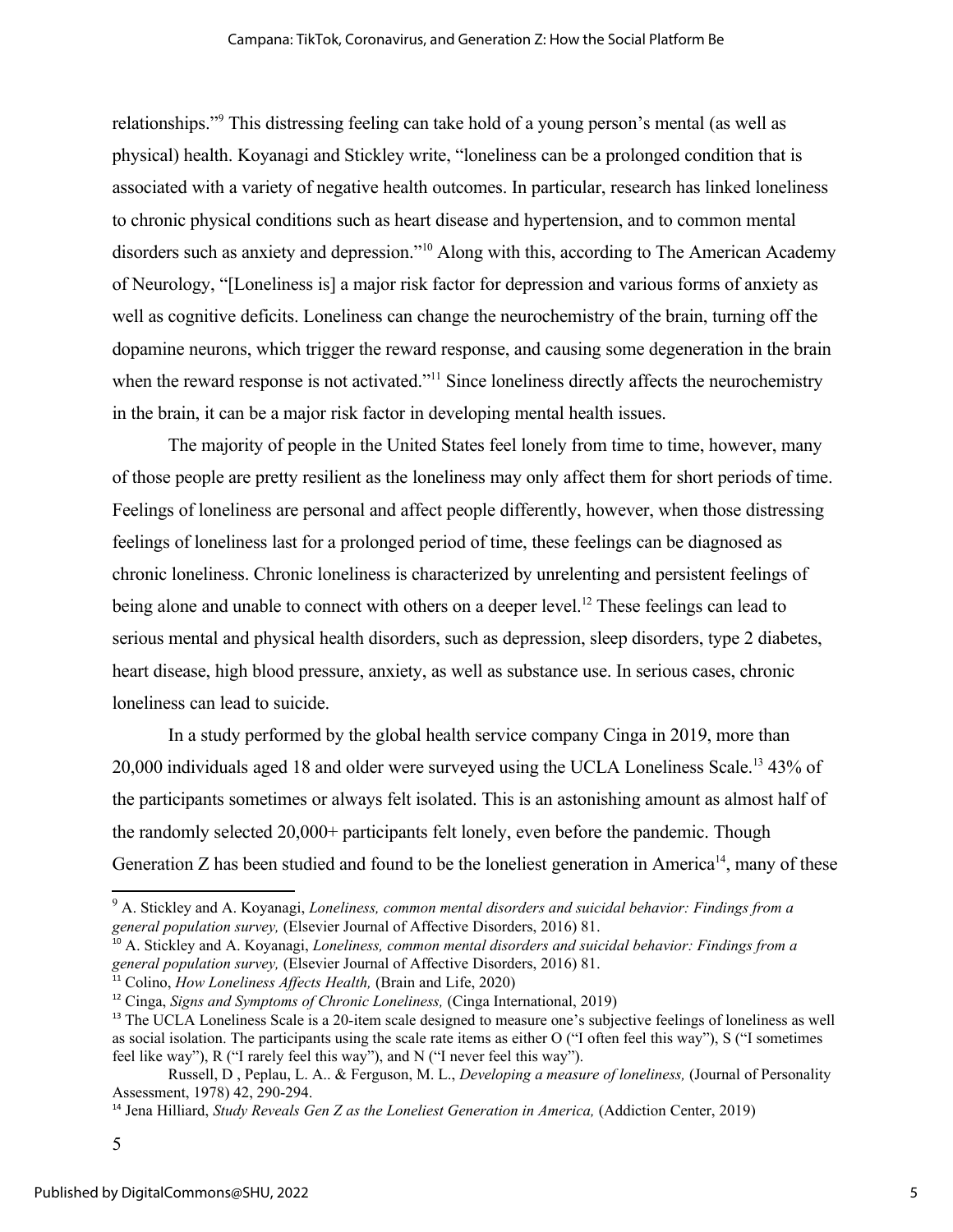relationships."[9] This distressing feeling can take hold of a young person's mental (as well as physical) health. Koyanagi and Stickley write, "loneliness can be a prolonged condition that is associated with a variety of negative health outcomes. In particular, research has linked loneliness to chronic physical conditions such as heart disease and hypertension, and to common mental disorders such as anxiety and depression."[10] Along with this, according to The American Academy of Neurology, "[Loneliness is] a major risk factor for depression and various forms of anxiety as well as cognitive deficits. Loneliness can change the neurochemistry of the brain, turning off the dopamine neurons, which trigger the reward response, and causing some degeneration in the brain when the reward response is not activated."[11] Since loneliness directly affects the neurochemistry in the brain, it can be a major risk factor in developing mental health issues.

The majority of people in the United States feel lonely from time to time, however, many of those people are pretty resilient as the loneliness may only affect them for short periods of time. Feelings of loneliness are personal and affect people differently, however, when those distressing feelings of loneliness last for a prolonged period of time, these feelings can be diagnosed as chronic loneliness. Chronic loneliness is characterized by unrelenting and persistent feelings of being alone and unable to connect with others on a deeper level.[12] These feelings can lead to serious mental and physical health disorders, such as depression, sleep disorders, type 2 diabetes, heart disease, high blood pressure, anxiety, as well as substance use. In serious cases, chronic loneliness can lead to suicide.

In a study performed by the global health service company Cinga in 2019, more than 20,000 individuals aged 18 and older were surveyed using the UCLA Loneliness Scale.[13] 43% of the participants sometimes or always felt isolated. This is an astonishing amount as almost half of the randomly selected 20,000+ participants felt lonely, even before the pandemic. Though Generation Z has been studied and found to be the loneliest generation in America[14], many of these

---

[9] A. Stickley and A. Koyanagi, *Loneliness, common mental disorders and suicidal behavior: Findings from a general population survey,* (Elsevier Journal of Affective Disorders, 2016) 81.

[10] A. Stickley and A. Koyanagi, *Loneliness, common mental disorders and suicidal behavior: Findings from a general population survey,* (Elsevier Journal of Affective Disorders, 2016) 81.

[11] Colino, *How Loneliness Affects Health,* (Brain and Life, 2020)

[12] Cinga, *Signs and Symptoms of Chronic Loneliness,* (Cinga International, 2019)

[13] The UCLA Loneliness Scale is a 20-item scale designed to measure one's subjective feelings of loneliness as well as social isolation. The participants using the scale rate items as either O ("I often feel this way"), S ("I sometimes feel like way"), R ("I rarely feel this way"), and N ("I never feel this way").

Russell, D , Peplau, L. A.. & Ferguson, M. L., *Developing a measure of loneliness,* (Journal of Personality Assessment, 1978) 42, 290-294.

[14] Jena Hilliard, *Study Reveals Gen Z as the Loneliest Generation in America,* (Addiction Center, 2019)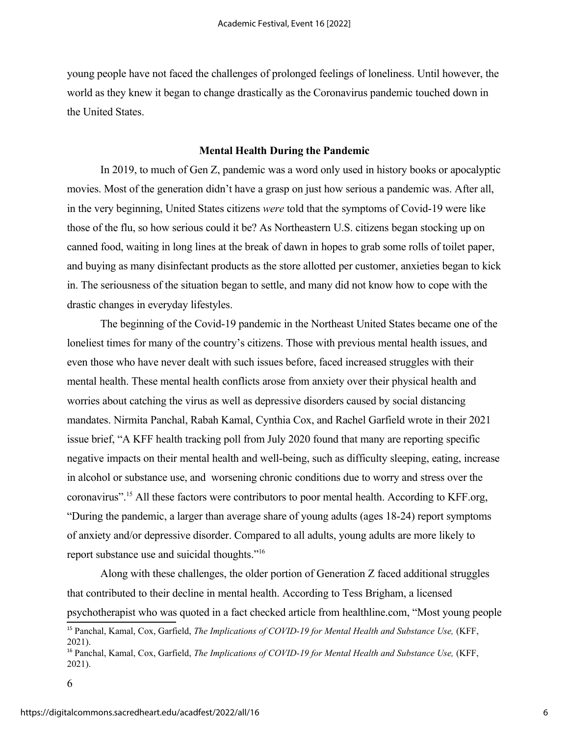young people have not faced the challenges of prolonged feelings of loneliness. Until however, the world as they knew it began to change drastically as the Coronavirus pandemic touched down in the United States.

### Mental Health During the Pandemic

In 2019, to much of Gen Z, pandemic was a word only used in history books or apocalyptic movies. Most of the generation didn't have a grasp on just how serious a pandemic was. After all, in the very beginning, United States citizens *were* told that the symptoms of Covid-19 were like those of the flu, so how serious could it be? As Northeastern U.S. citizens began stocking up on canned food, waiting in long lines at the break of dawn in hopes to grab some rolls of toilet paper, and buying as many disinfectant products as the store allotted per customer, anxieties began to kick in. The seriousness of the situation began to settle, and many did not know how to cope with the drastic changes in everyday lifestyles.

The beginning of the Covid-19 pandemic in the Northeast United States became one of the loneliest times for many of the country's citizens. Those with previous mental health issues, and even those who have never dealt with such issues before, faced increased struggles with their mental health. These mental health conflicts arose from anxiety over their physical health and worries about catching the virus as well as depressive disorders caused by social distancing mandates. Nirmita Panchal, Rabah Kamal, Cynthia Cox, and Rachel Garfield wrote in their 2021 issue brief, "A KFF health tracking poll from July 2020 found that many are reporting specific negative impacts on their mental health and well-being, such as difficulty sleeping, eating, increase in alcohol or substance use, and worsening chronic conditions due to worry and stress over the coronavirus".[15] All these factors were contributors to poor mental health. According to KFF.org, "During the pandemic, a larger than average share of young adults (ages 18-24) report symptoms of anxiety and/or depressive disorder. Compared to all adults, young adults are more likely to report substance use and suicidal thoughts."[16]

Along with these challenges, the older portion of Generation Z faced additional struggles that contributed to their decline in mental health. According to Tess Brigham, a licensed psychotherapist who was quoted in a fact checked article from healthline.com, "Most young people

---

[15] Panchal, Kamal, Cox, Garfield, *The Implications of COVID-19 for Mental Health and Substance Use,* (KFF, 2021).

[16] Panchal, Kamal, Cox, Garfield, *The Implications of COVID-19 for Mental Health and Substance Use,* (KFF, 2021).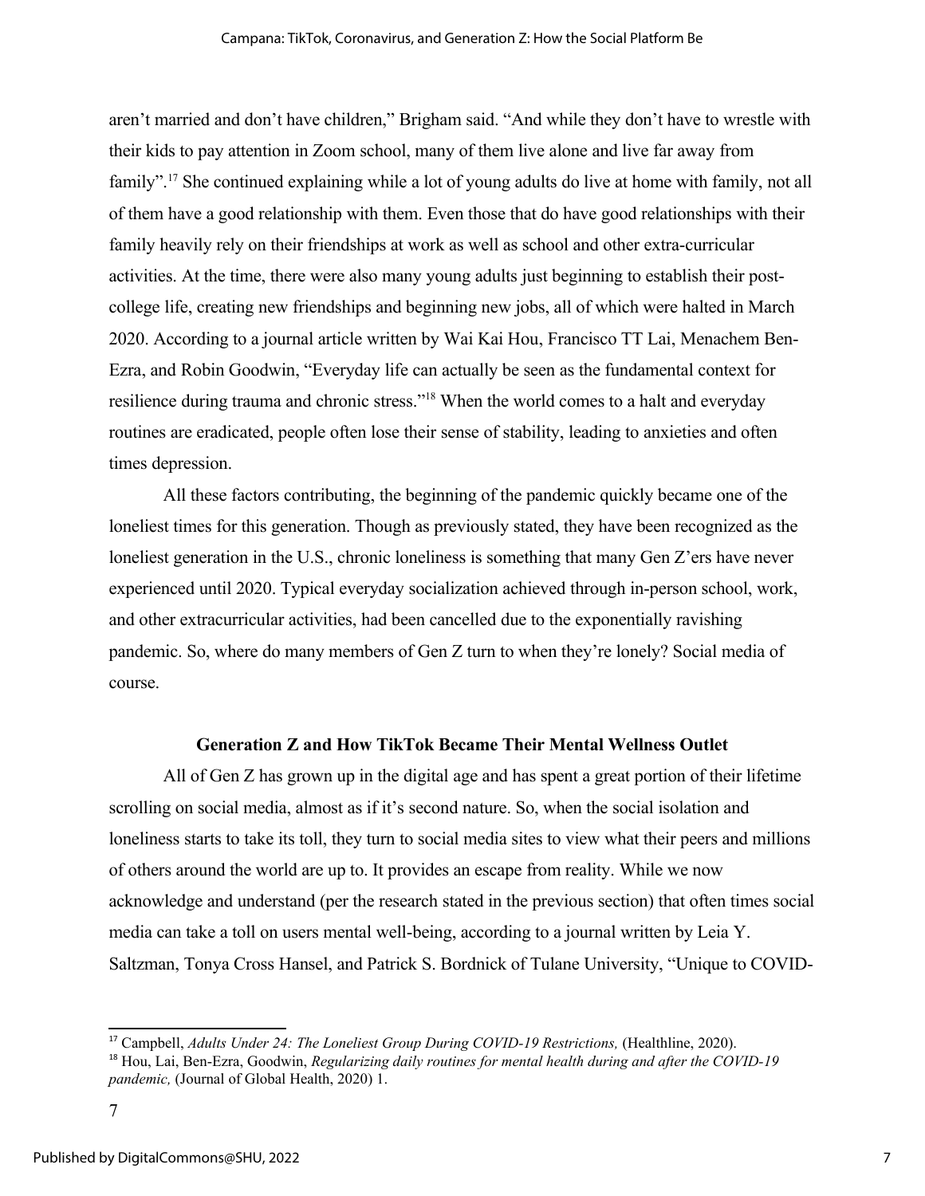aren't married and don't have children," Brigham said. "And while they don't have to wrestle with their kids to pay attention in Zoom school, many of them live alone and live far away from family".[17] She continued explaining while a lot of young adults do live at home with family, not all of them have a good relationship with them. Even those that do have good relationships with their family heavily rely on their friendships at work as well as school and other extra-curricular activities. At the time, there were also many young adults just beginning to establish their post-college life, creating new friendships and beginning new jobs, all of which were halted in March 2020. According to a journal article written by Wai Kai Hou, Francisco TT Lai, Menachem Ben-Ezra, and Robin Goodwin, "Everyday life can actually be seen as the fundamental context for resilience during trauma and chronic stress."[18] When the world comes to a halt and everyday routines are eradicated, people often lose their sense of stability, leading to anxieties and often times depression.

All these factors contributing, the beginning of the pandemic quickly became one of the loneliest times for this generation. Though as previously stated, they have been recognized as the loneliest generation in the U.S., chronic loneliness is something that many Gen Z'ers have never experienced until 2020. Typical everyday socialization achieved through in-person school, work, and other extracurricular activities, had been cancelled due to the exponentially ravishing pandemic. So, where do many members of Gen Z turn to when they're lonely? Social media of course.

## Generation Z and How TikTok Became Their Mental Wellness Outlet

All of Gen Z has grown up in the digital age and has spent a great portion of their lifetime scrolling on social media, almost as if it's second nature. So, when the social isolation and loneliness starts to take its toll, they turn to social media sites to view what their peers and millions of others around the world are up to. It provides an escape from reality. While we now acknowledge and understand (per the research stated in the previous section) that often times social media can take a toll on users mental well-being, according to a journal written by Leia Y. Saltzman, Tonya Cross Hansel, and Patrick S. Bordnick of Tulane University, "Unique to COVID-

---

[17] Campbell, *Adults Under 24: The Loneliest Group During COVID-19 Restrictions,* (Healthline, 2020).

[18] Hou, Lai, Ben-Ezra, Goodwin, *Regularizing daily routines for mental health during and after the COVID-19 pandemic,* (Journal of Global Health, 2020) 1.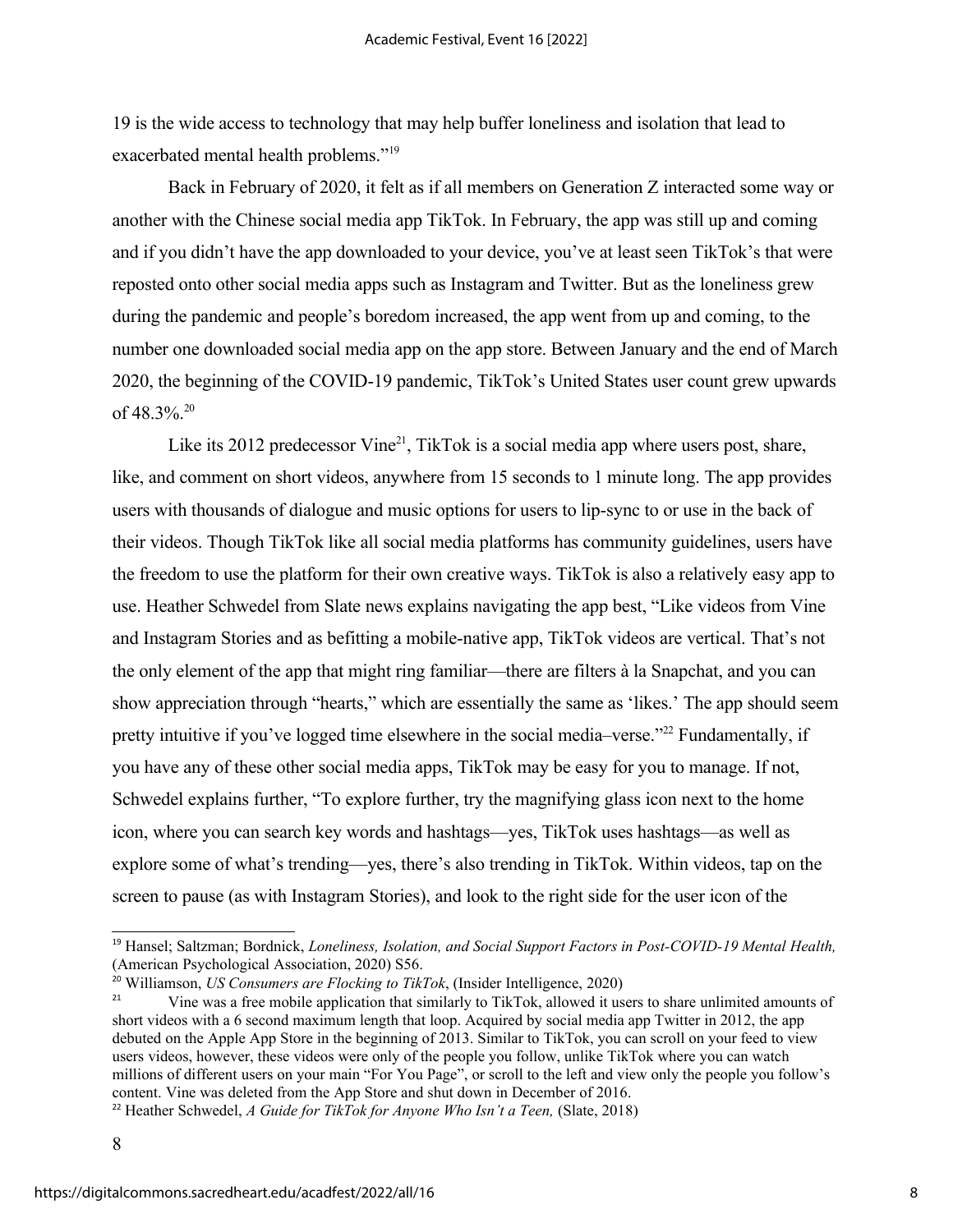19 is the wide access to technology that may help buffer loneliness and isolation that lead to exacerbated mental health problems."[19]

Back in February of 2020, it felt as if all members on Generation Z interacted some way or another with the Chinese social media app TikTok. In February, the app was still up and coming and if you didn't have the app downloaded to your device, you've at least seen TikTok's that were reposted onto other social media apps such as Instagram and Twitter. But as the loneliness grew during the pandemic and people's boredom increased, the app went from up and coming, to the number one downloaded social media app on the app store. Between January and the end of March 2020, the beginning of the COVID-19 pandemic, TikTok's United States user count grew upwards of 48.3%.[20]

Like its 2012 predecessor Vine[21], TikTok is a social media app where users post, share, like, and comment on short videos, anywhere from 15 seconds to 1 minute long. The app provides users with thousands of dialogue and music options for users to lip-sync to or use in the back of their videos. Though TikTok like all social media platforms has community guidelines, users have the freedom to use the platform for their own creative ways. TikTok is also a relatively easy app to use. Heather Schwedel from Slate news explains navigating the app best, "Like videos from Vine and Instagram Stories and as befitting a mobile-native app, TikTok videos are vertical. That's not the only element of the app that might ring familiar—there are filters à la Snapchat, and you can show appreciation through "hearts," which are essentially the same as 'likes.' The app should seem pretty intuitive if you've logged time elsewhere in the social media–verse."[22] Fundamentally, if you have any of these other social media apps, TikTok may be easy for you to manage. If not, Schwedel explains further, "To explore further, try the magnifying glass icon next to the home icon, where you can search key words and hashtags—yes, TikTok uses hashtags—as well as explore some of what's trending—yes, there's also trending in TikTok. Within videos, tap on the screen to pause (as with Instagram Stories), and look to the right side for the user icon of the

---

[19] Hansel; Saltzman; Bordnick, *Loneliness, Isolation, and Social Support Factors in Post-COVID-19 Mental Health,* (American Psychological Association, 2020) S56.

[20] Williamson, *US Consumers are Flocking to TikTok*, (Insider Intelligence, 2020)

[21] Vine was a free mobile application that similarly to TikTok, allowed it users to share unlimited amounts of short videos with a 6 second maximum length that loop. Acquired by social media app Twitter in 2012, the app debuted on the Apple App Store in the beginning of 2013. Similar to TikTok, you can scroll on your feed to view users videos, however, these videos were only of the people you follow, unlike TikTok where you can watch millions of different users on your main "For You Page", or scroll to the left and view only the people you follow's content. Vine was deleted from the App Store and shut down in December of 2016.

[22] Heather Schwedel, *A Guide for TikTok for Anyone Who Isn't a Teen,* (Slate, 2018)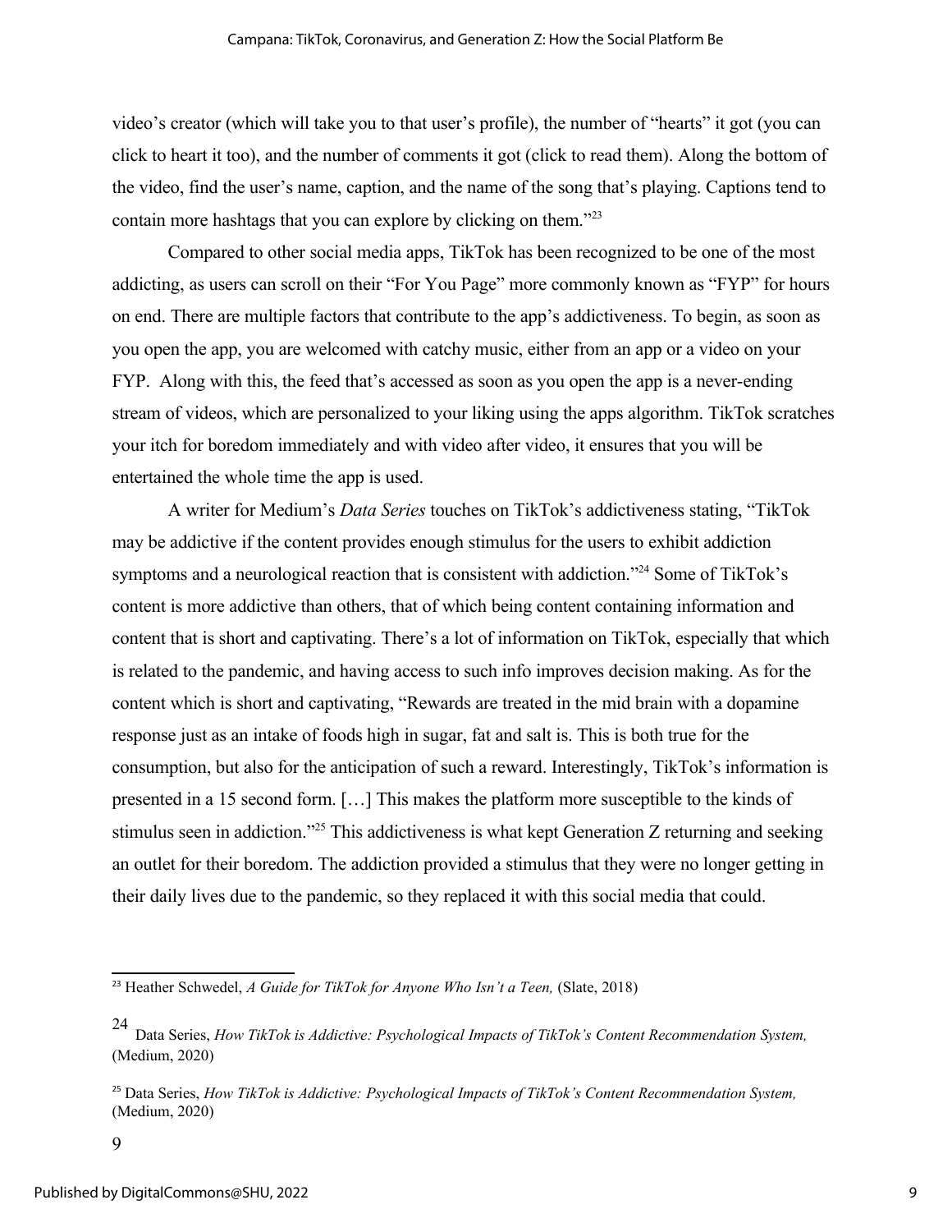video's creator (which will take you to that user's profile), the number of "hearts" it got (you can click to heart it too), and the number of comments it got (click to read them). Along the bottom of the video, find the user's name, caption, and the name of the song that's playing. Captions tend to contain more hashtags that you can explore by clicking on them."[23]

Compared to other social media apps, TikTok has been recognized to be one of the most addicting, as users can scroll on their "For You Page" more commonly known as "FYP" for hours on end. There are multiple factors that contribute to the app's addictiveness. To begin, as soon as you open the app, you are welcomed with catchy music, either from an app or a video on your FYP. Along with this, the feed that's accessed as soon as you open the app is a never-ending stream of videos, which are personalized to your liking using the apps algorithm. TikTok scratches your itch for boredom immediately and with video after video, it ensures that you will be entertained the whole time the app is used.

A writer for Medium's *Data Series* touches on TikTok's addictiveness stating, "TikTok may be addictive if the content provides enough stimulus for the users to exhibit addiction symptoms and a neurological reaction that is consistent with addiction."[24] Some of TikTok's content is more addictive than others, that of which being content containing information and content that is short and captivating. There's a lot of information on TikTok, especially that which is related to the pandemic, and having access to such info improves decision making. As for the content which is short and captivating, "Rewards are treated in the mid brain with a dopamine response just as an intake of foods high in sugar, fat and salt is. This is both true for the consumption, but also for the anticipation of such a reward. Interestingly, TikTok's information is presented in a 15 second form. […] This makes the platform more susceptible to the kinds of stimulus seen in addiction."[25] This addictiveness is what kept Generation Z returning and seeking an outlet for their boredom. The addiction provided a stimulus that they were no longer getting in their daily lives due to the pandemic, so they replaced it with this social media that could.

---

[23] Heather Schwedel, *A Guide for TikTok for Anyone Who Isn't a Teen,* (Slate, 2018)

[24] Data Series, *How TikTok is Addictive: Psychological Impacts of TikTok's Content Recommendation System,* (Medium, 2020)

[25] Data Series, *How TikTok is Addictive: Psychological Impacts of TikTok's Content Recommendation System,* (Medium, 2020)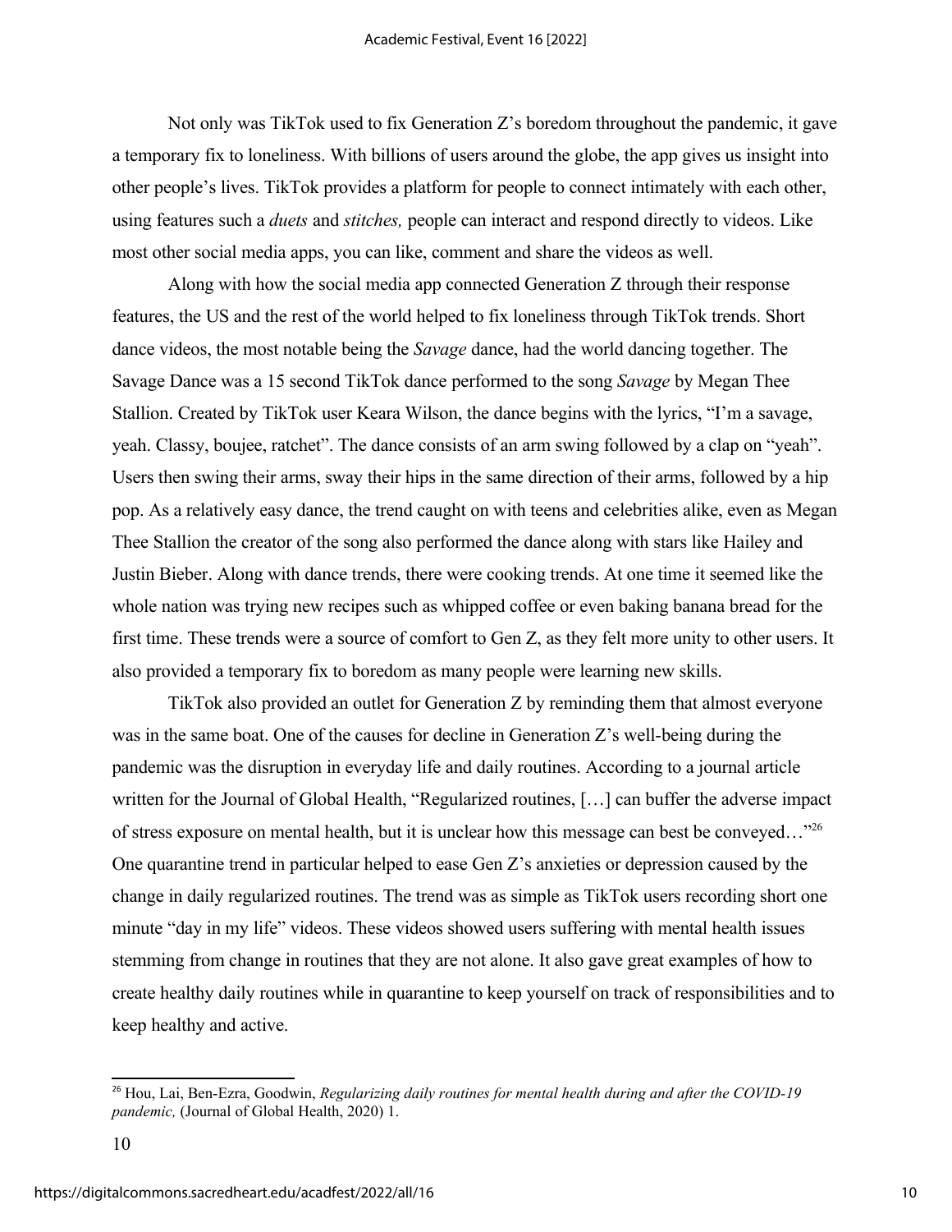Not only was TikTok used to fix Generation Z's boredom throughout the pandemic, it gave a temporary fix to loneliness. With billions of users around the globe, the app gives us insight into other people's lives. TikTok provides a platform for people to connect intimately with each other, using features such a *duets* and *stitches,* people can interact and respond directly to videos. Like most other social media apps, you can like, comment and share the videos as well.

Along with how the social media app connected Generation Z through their response features, the US and the rest of the world helped to fix loneliness through TikTok trends. Short dance videos, the most notable being the *Savage* dance, had the world dancing together. The Savage Dance was a 15 second TikTok dance performed to the song *Savage* by Megan Thee Stallion. Created by TikTok user Keara Wilson, the dance begins with the lyrics, "I'm a savage, yeah. Classy, boujee, ratchet". The dance consists of an arm swing followed by a clap on "yeah". Users then swing their arms, sway their hips in the same direction of their arms, followed by a hip pop. As a relatively easy dance, the trend caught on with teens and celebrities alike, even as Megan Thee Stallion the creator of the song also performed the dance along with stars like Hailey and Justin Bieber. Along with dance trends, there were cooking trends. At one time it seemed like the whole nation was trying new recipes such as whipped coffee or even baking banana bread for the first time. These trends were a source of comfort to Gen Z, as they felt more unity to other users. It also provided a temporary fix to boredom as many people were learning new skills.

TikTok also provided an outlet for Generation Z by reminding them that almost everyone was in the same boat. One of the causes for decline in Generation Z's well-being during the pandemic was the disruption in everyday life and daily routines. According to a journal article written for the Journal of Global Health, "Regularized routines, […] can buffer the adverse impact of stress exposure on mental health, but it is unclear how this message can best be conveyed…"[26] One quarantine trend in particular helped to ease Gen Z's anxieties or depression caused by the change in daily regularized routines. The trend was as simple as TikTok users recording short one minute "day in my life" videos. These videos showed users suffering with mental health issues stemming from change in routines that they are not alone. It also gave great examples of how to create healthy daily routines while in quarantine to keep yourself on track of responsibilities and to keep healthy and active.

---

[26] Hou, Lai, Ben-Ezra, Goodwin, *Regularizing daily routines for mental health during and after the COVID-19 pandemic,* (Journal of Global Health, 2020) 1.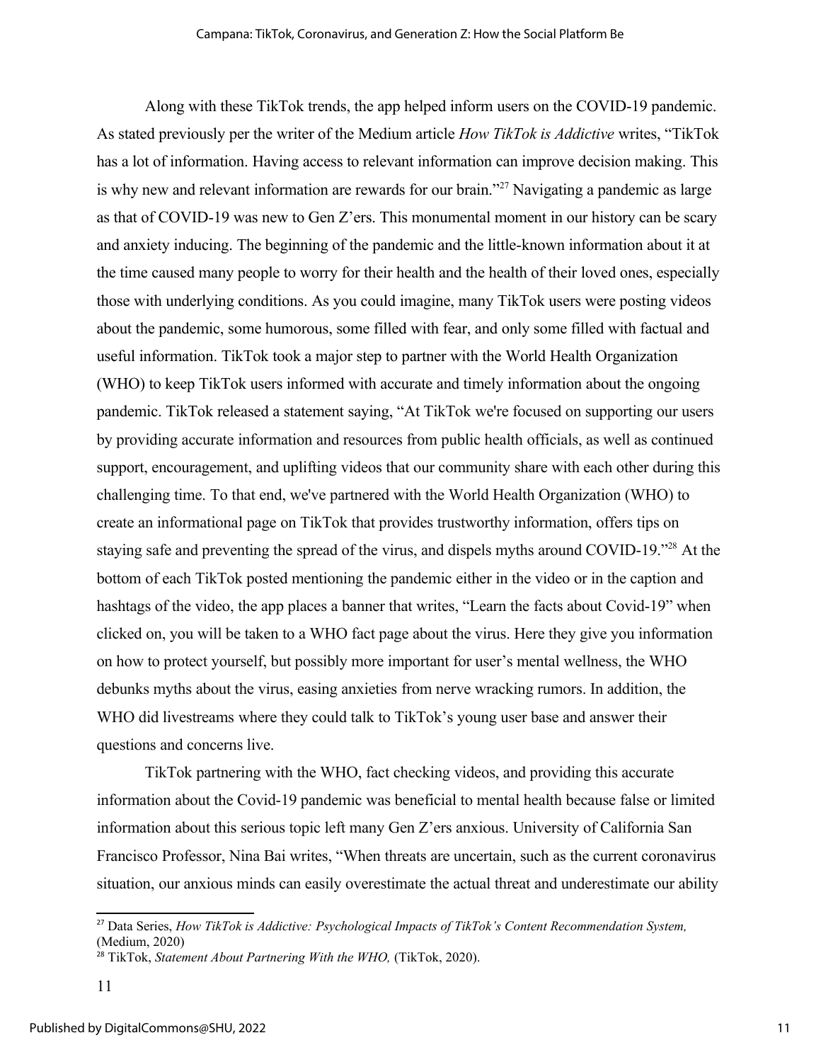Along with these TikTok trends, the app helped inform users on the COVID-19 pandemic. As stated previously per the writer of the Medium article *How TikTok is Addictive* writes, "TikTok has a lot of information. Having access to relevant information can improve decision making. This is why new and relevant information are rewards for our brain."[27] Navigating a pandemic as large as that of COVID-19 was new to Gen Z'ers. This monumental moment in our history can be scary and anxiety inducing. The beginning of the pandemic and the little-known information about it at the time caused many people to worry for their health and the health of their loved ones, especially those with underlying conditions. As you could imagine, many TikTok users were posting videos about the pandemic, some humorous, some filled with fear, and only some filled with factual and useful information. TikTok took a major step to partner with the World Health Organization (WHO) to keep TikTok users informed with accurate and timely information about the ongoing pandemic. TikTok released a statement saying, "At TikTok we're focused on supporting our users by providing accurate information and resources from public health officials, as well as continued support, encouragement, and uplifting videos that our community share with each other during this challenging time. To that end, we've partnered with the World Health Organization (WHO) to create an informational page on TikTok that provides trustworthy information, offers tips on staying safe and preventing the spread of the virus, and dispels myths around COVID-19."[28] At the bottom of each TikTok posted mentioning the pandemic either in the video or in the caption and hashtags of the video, the app places a banner that writes, "Learn the facts about Covid-19" when clicked on, you will be taken to a WHO fact page about the virus. Here they give you information on how to protect yourself, but possibly more important for user's mental wellness, the WHO debunks myths about the virus, easing anxieties from nerve wracking rumors. In addition, the WHO did livestreams where they could talk to TikTok's young user base and answer their questions and concerns live.

TikTok partnering with the WHO, fact checking videos, and providing this accurate information about the Covid-19 pandemic was beneficial to mental health because false or limited information about this serious topic left many Gen Z'ers anxious. University of California San Francisco Professor, Nina Bai writes, "When threats are uncertain, such as the current coronavirus situation, our anxious minds can easily overestimate the actual threat and underestimate our ability

---

[27] Data Series, *How TikTok is Addictive: Psychological Impacts of TikTok's Content Recommendation System,* (Medium, 2020)

[28] TikTok, *Statement About Partnering With the WHO,* (TikTok, 2020).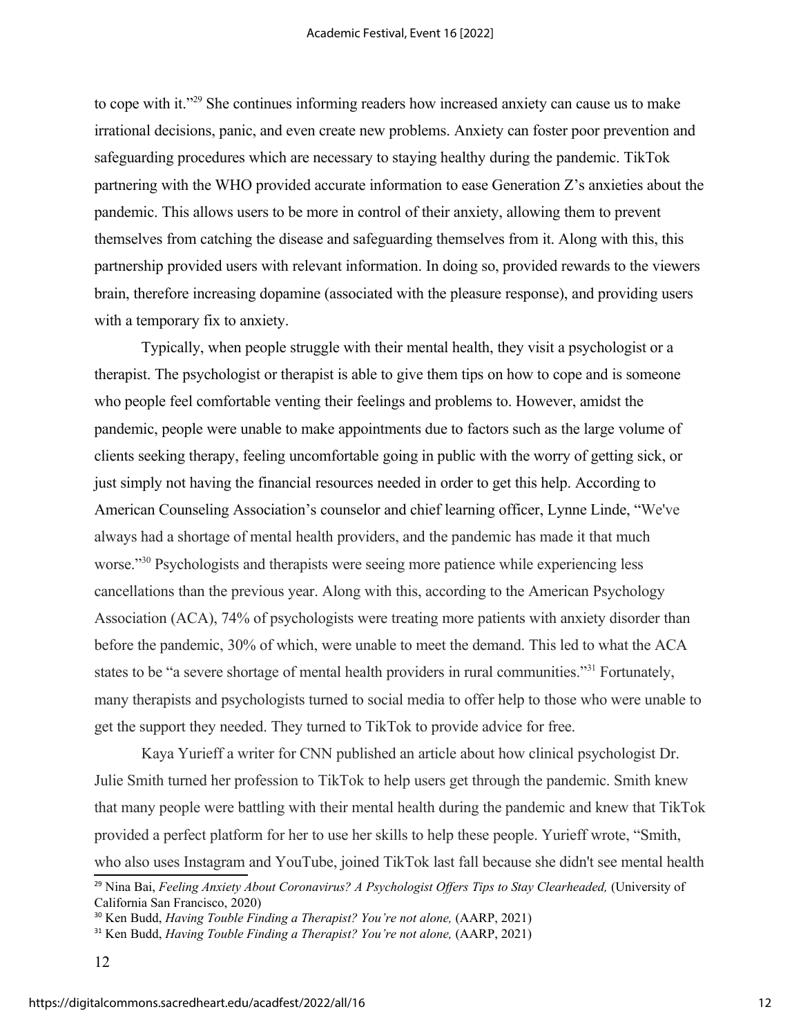to cope with it."[29] She continues informing readers how increased anxiety can cause us to make irrational decisions, panic, and even create new problems. Anxiety can foster poor prevention and safeguarding procedures which are necessary to staying healthy during the pandemic. TikTok partnering with the WHO provided accurate information to ease Generation Z's anxieties about the pandemic. This allows users to be more in control of their anxiety, allowing them to prevent themselves from catching the disease and safeguarding themselves from it. Along with this, this partnership provided users with relevant information. In doing so, provided rewards to the viewers brain, therefore increasing dopamine (associated with the pleasure response), and providing users with a temporary fix to anxiety.

Typically, when people struggle with their mental health, they visit a psychologist or a therapist. The psychologist or therapist is able to give them tips on how to cope and is someone who people feel comfortable venting their feelings and problems to. However, amidst the pandemic, people were unable to make appointments due to factors such as the large volume of clients seeking therapy, feeling uncomfortable going in public with the worry of getting sick, or just simply not having the financial resources needed in order to get this help. According to American Counseling Association's counselor and chief learning officer, Lynne Linde, "We've always had a shortage of mental health providers, and the pandemic has made it that much worse."[30] Psychologists and therapists were seeing more patience while experiencing less cancellations than the previous year. Along with this, according to the American Psychology Association (ACA), 74% of psychologists were treating more patients with anxiety disorder than before the pandemic, 30% of which, were unable to meet the demand. This led to what the ACA states to be "a severe shortage of mental health providers in rural communities."[31] Fortunately, many therapists and psychologists turned to social media to offer help to those who were unable to get the support they needed. They turned to TikTok to provide advice for free.

Kaya Yurieff a writer for CNN published an article about how clinical psychologist Dr. Julie Smith turned her profession to TikTok to help users get through the pandemic. Smith knew that many people were battling with their mental health during the pandemic and knew that TikTok provided a perfect platform for her to use her skills to help these people. Yurieff wrote, "Smith, who also uses Instagram and YouTube, joined TikTok last fall because she didn't see mental health

---

[29] Nina Bai, *Feeling Anxiety About Coronavirus? A Psychologist Offers Tips to Stay Clearheaded,* (University of California San Francisco, 2020)

[30] Ken Budd, *Having Touble Finding a Therapist? You're not alone,* (AARP, 2021)

[31] Ken Budd, *Having Touble Finding a Therapist? You're not alone,* (AARP, 2021)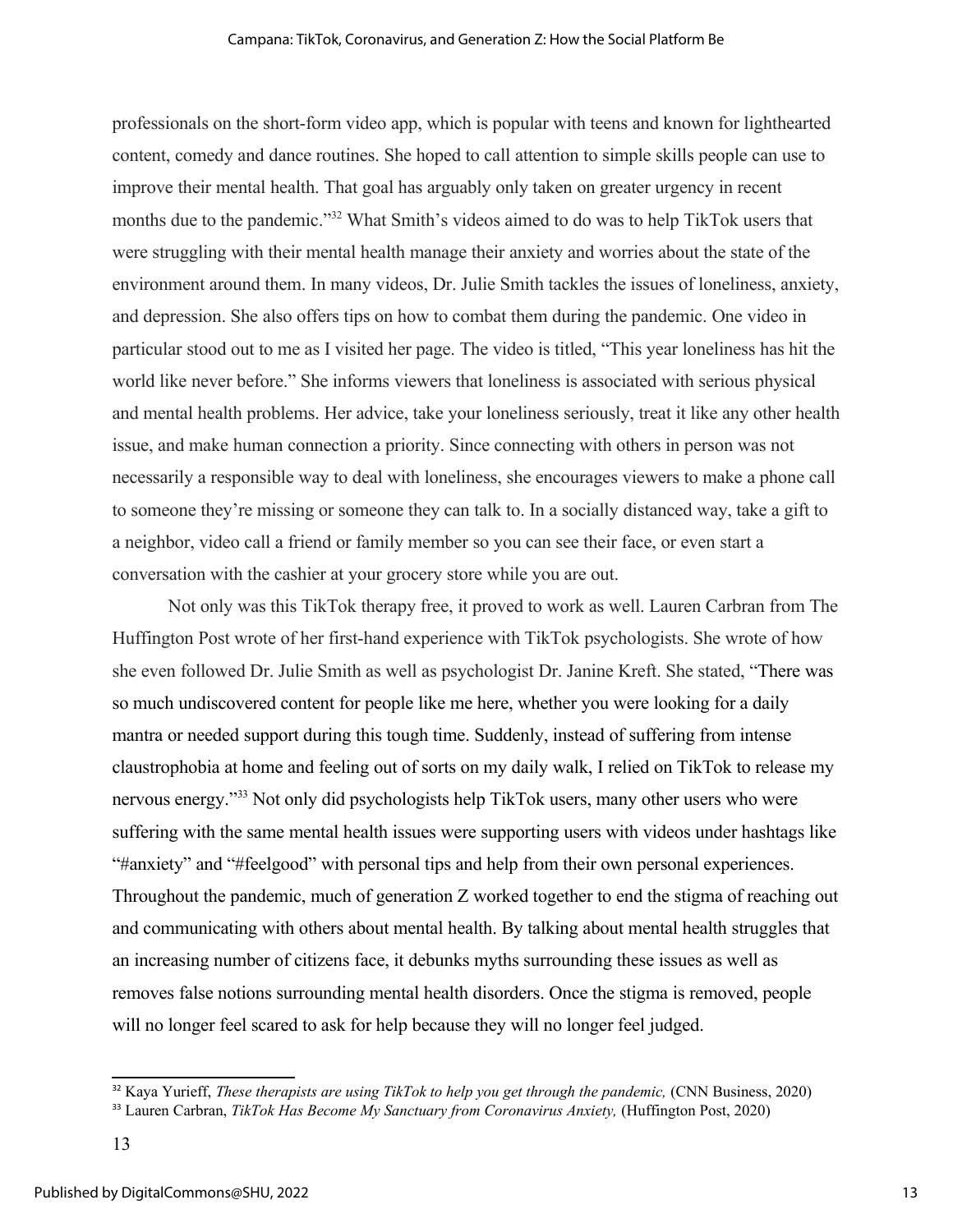professionals on the short-form video app, which is popular with teens and known for lighthearted content, comedy and dance routines. She hoped to call attention to simple skills people can use to improve their mental health. That goal has arguably only taken on greater urgency in recent months due to the pandemic."[32] What Smith's videos aimed to do was to help TikTok users that were struggling with their mental health manage their anxiety and worries about the state of the environment around them. In many videos, Dr. Julie Smith tackles the issues of loneliness, anxiety, and depression. She also offers tips on how to combat them during the pandemic. One video in particular stood out to me as I visited her page. The video is titled, "This year loneliness has hit the world like never before." She informs viewers that loneliness is associated with serious physical and mental health problems. Her advice, take your loneliness seriously, treat it like any other health issue, and make human connection a priority. Since connecting with others in person was not necessarily a responsible way to deal with loneliness, she encourages viewers to make a phone call to someone they're missing or someone they can talk to. In a socially distanced way, take a gift to a neighbor, video call a friend or family member so you can see their face, or even start a conversation with the cashier at your grocery store while you are out.

Not only was this TikTok therapy free, it proved to work as well. Lauren Carbran from The Huffington Post wrote of her first-hand experience with TikTok psychologists. She wrote of how she even followed Dr. Julie Smith as well as psychologist Dr. Janine Kreft. She stated, "There was so much undiscovered content for people like me here, whether you were looking for a daily mantra or needed support during this tough time. Suddenly, instead of suffering from intense claustrophobia at home and feeling out of sorts on my daily walk, I relied on TikTok to release my nervous energy."[33] Not only did psychologists help TikTok users, many other users who were suffering with the same mental health issues were supporting users with videos under hashtags like "#anxiety" and "#feelgood" with personal tips and help from their own personal experiences. Throughout the pandemic, much of generation Z worked together to end the stigma of reaching out and communicating with others about mental health. By talking about mental health struggles that an increasing number of citizens face, it debunks myths surrounding these issues as well as removes false notions surrounding mental health disorders. Once the stigma is removed, people will no longer feel scared to ask for help because they will no longer feel judged.

---

[32] Kaya Yurieff, *These therapists are using TikTok to help you get through the pandemic,* (CNN Business, 2020)

[33] Lauren Carbran, *TikTok Has Become My Sanctuary from Coronavirus Anxiety,* (Huffington Post, 2020)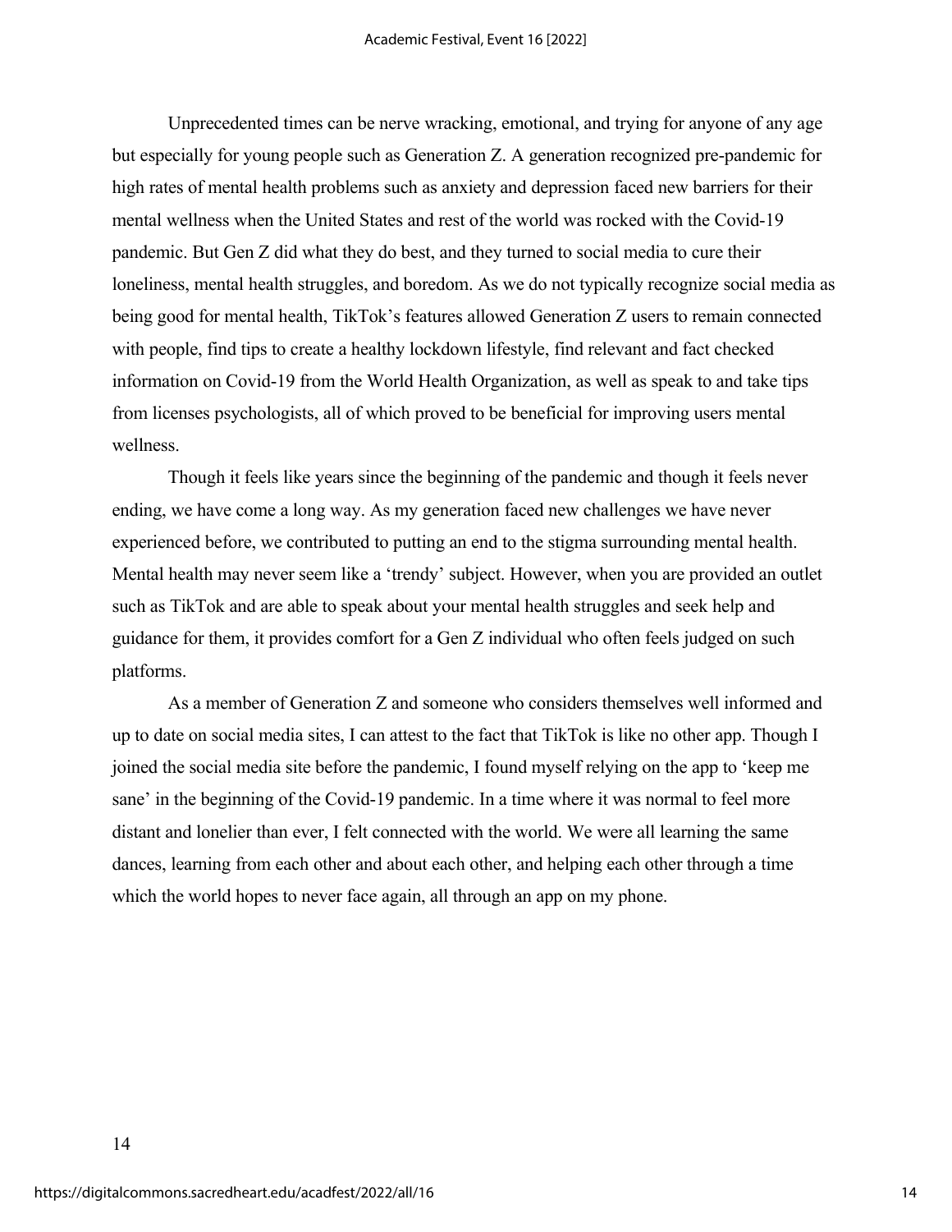Unprecedented times can be nerve wracking, emotional, and trying for anyone of any age but especially for young people such as Generation Z. A generation recognized pre-pandemic for high rates of mental health problems such as anxiety and depression faced new barriers for their mental wellness when the United States and rest of the world was rocked with the Covid-19 pandemic. But Gen Z did what they do best, and they turned to social media to cure their loneliness, mental health struggles, and boredom. As we do not typically recognize social media as being good for mental health, TikTok's features allowed Generation Z users to remain connected with people, find tips to create a healthy lockdown lifestyle, find relevant and fact checked information on Covid-19 from the World Health Organization, as well as speak to and take tips from licenses psychologists, all of which proved to be beneficial for improving users mental wellness.

Though it feels like years since the beginning of the pandemic and though it feels never ending, we have come a long way. As my generation faced new challenges we have never experienced before, we contributed to putting an end to the stigma surrounding mental health. Mental health may never seem like a 'trendy' subject. However, when you are provided an outlet such as TikTok and are able to speak about your mental health struggles and seek help and guidance for them, it provides comfort for a Gen Z individual who often feels judged on such platforms.

As a member of Generation Z and someone who considers themselves well informed and up to date on social media sites, I can attest to the fact that TikTok is like no other app. Though I joined the social media site before the pandemic, I found myself relying on the app to 'keep me sane' in the beginning of the Covid-19 pandemic. In a time where it was normal to feel more distant and lonelier than ever, I felt connected with the world. We were all learning the same dances, learning from each other and about each other, and helping each other through a time which the world hopes to never face again, all through an app on my phone.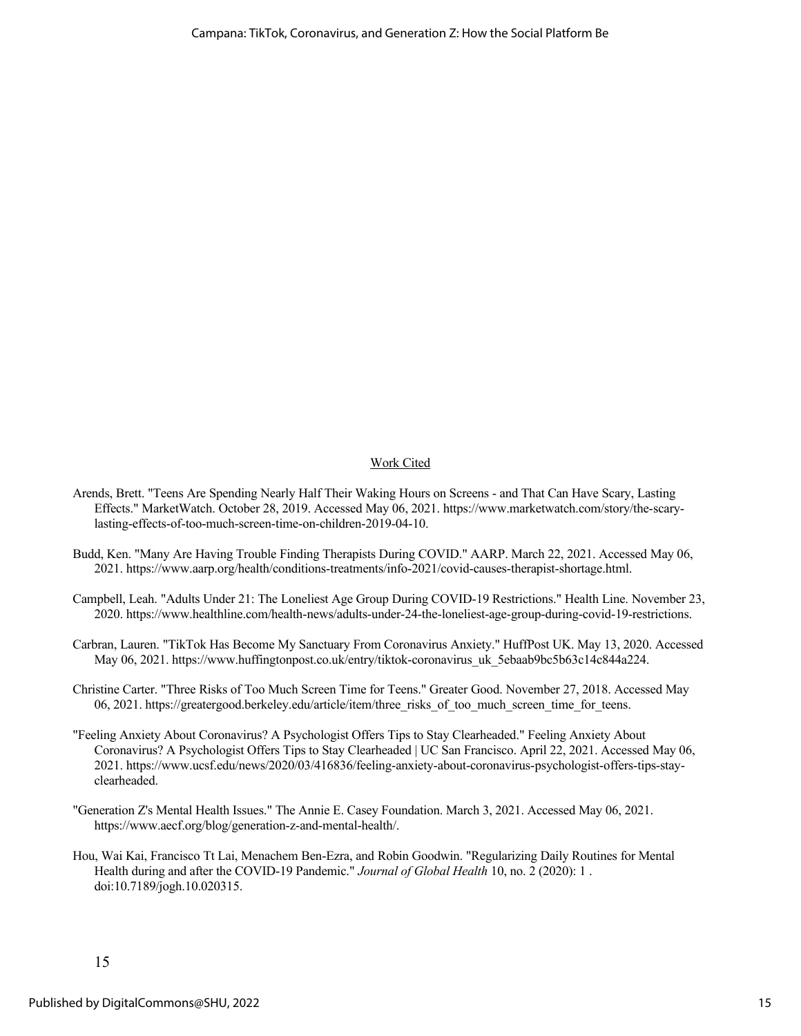## Work Cited

Arends, Brett. "Teens Are Spending Nearly Half Their Waking Hours on Screens - and That Can Have Scary, Lasting Effects." MarketWatch. October 28, 2019. Accessed May 06, 2021. https://www.marketwatch.com/story/the-scary-lasting-effects-of-too-much-screen-time-on-children-2019-04-10.

Budd, Ken. "Many Are Having Trouble Finding Therapists During COVID." AARP. March 22, 2021. Accessed May 06, 2021. https://www.aarp.org/health/conditions-treatments/info-2021/covid-causes-therapist-shortage.html.

Campbell, Leah. "Adults Under 21: The Loneliest Age Group During COVID-19 Restrictions." Health Line. November 23, 2020. https://www.healthline.com/health-news/adults-under-24-the-loneliest-age-group-during-covid-19-restrictions.

Carbran, Lauren. "TikTok Has Become My Sanctuary From Coronavirus Anxiety." HuffPost UK. May 13, 2020. Accessed May 06, 2021. https://www.huffingtonpost.co.uk/entry/tiktok-coronavirus_uk_5ebaab9bc5b63c14c844a224.

Christine Carter. "Three Risks of Too Much Screen Time for Teens." Greater Good. November 27, 2018. Accessed May 06, 2021. https://greatergood.berkeley.edu/article/item/three_risks_of_too_much_screen_time_for_teens.

"Feeling Anxiety About Coronavirus? A Psychologist Offers Tips to Stay Clearheaded." Feeling Anxiety About Coronavirus? A Psychologist Offers Tips to Stay Clearheaded | UC San Francisco. April 22, 2021. Accessed May 06, 2021. https://www.ucsf.edu/news/2020/03/416836/feeling-anxiety-about-coronavirus-psychologist-offers-tips-stay-clearheaded.

"Generation Z's Mental Health Issues." The Annie E. Casey Foundation. March 3, 2021. Accessed May 06, 2021. https://www.aecf.org/blog/generation-z-and-mental-health/.

Hou, Wai Kai, Francisco Tt Lai, Menachem Ben-Ezra, and Robin Goodwin. "Regularizing Daily Routines for Mental Health during and after the COVID-19 Pandemic." *Journal of Global Health* 10, no. 2 (2020): 1 . doi:10.7189/jogh.10.020315.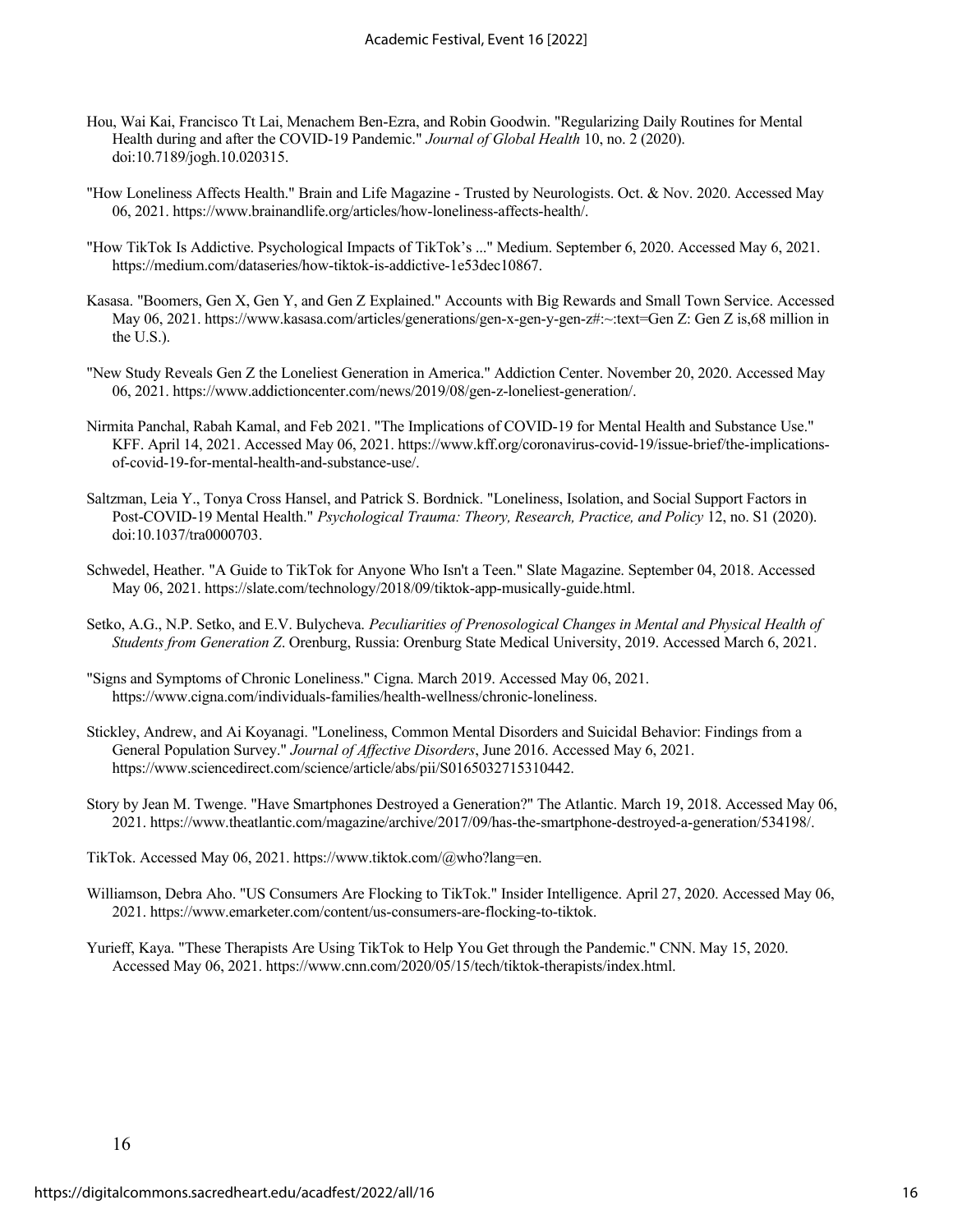Hou, Wai Kai, Francisco Tt Lai, Menachem Ben-Ezra, and Robin Goodwin. "Regularizing Daily Routines for Mental Health during and after the COVID-19 Pandemic." *Journal of Global Health* 10, no. 2 (2020). doi:10.7189/jogh.10.020315.

"How Loneliness Affects Health." Brain and Life Magazine - Trusted by Neurologists. Oct. & Nov. 2020. Accessed May 06, 2021. https://www.brainandlife.org/articles/how-loneliness-affects-health/.

"How TikTok Is Addictive. Psychological Impacts of TikTok's ..." Medium. September 6, 2020. Accessed May 6, 2021. https://medium.com/dataseries/how-tiktok-is-addictive-1e53dec10867.

Kasasa. "Boomers, Gen X, Gen Y, and Gen Z Explained." Accounts with Big Rewards and Small Town Service. Accessed May 06, 2021. https://www.kasasa.com/articles/generations/gen-x-gen-y-gen-z#:~:text=Gen Z: Gen Z is,68 million in the U.S.).

"New Study Reveals Gen Z the Loneliest Generation in America." Addiction Center. November 20, 2020. Accessed May 06, 2021. https://www.addictioncenter.com/news/2019/08/gen-z-loneliest-generation/.

Nirmita Panchal, Rabah Kamal, and Feb 2021. "The Implications of COVID-19 for Mental Health and Substance Use." KFF. April 14, 2021. Accessed May 06, 2021. https://www.kff.org/coronavirus-covid-19/issue-brief/the-implications-of-covid-19-for-mental-health-and-substance-use/.

Saltzman, Leia Y., Tonya Cross Hansel, and Patrick S. Bordnick. "Loneliness, Isolation, and Social Support Factors in Post-COVID-19 Mental Health." *Psychological Trauma: Theory, Research, Practice, and Policy* 12, no. S1 (2020). doi:10.1037/tra0000703.

Schwedel, Heather. "A Guide to TikTok for Anyone Who Isn't a Teen." Slate Magazine. September 04, 2018. Accessed May 06, 2021. https://slate.com/technology/2018/09/tiktok-app-musically-guide.html.

Setko, A.G., N.P. Setko, and E.V. Bulycheva. *Peculiarities of Prenosological Changes in Mental and Physical Health of Students from Generation Z*. Orenburg, Russia: Orenburg State Medical University, 2019. Accessed March 6, 2021.

"Signs and Symptoms of Chronic Loneliness." Cigna. March 2019. Accessed May 06, 2021. https://www.cigna.com/individuals-families/health-wellness/chronic-loneliness.

Stickley, Andrew, and Ai Koyanagi. "Loneliness, Common Mental Disorders and Suicidal Behavior: Findings from a General Population Survey." *Journal of Affective Disorders*, June 2016. Accessed May 6, 2021. https://www.sciencedirect.com/science/article/abs/pii/S0165032715310442.

Story by Jean M. Twenge. "Have Smartphones Destroyed a Generation?" The Atlantic. March 19, 2018. Accessed May 06, 2021. https://www.theatlantic.com/magazine/archive/2017/09/has-the-smartphone-destroyed-a-generation/534198/.

TikTok. Accessed May 06, 2021. https://www.tiktok.com/@who?lang=en.

Williamson, Debra Aho. "US Consumers Are Flocking to TikTok." Insider Intelligence. April 27, 2020. Accessed May 06, 2021. https://www.emarketer.com/content/us-consumers-are-flocking-to-tiktok.

Yurieff, Kaya. "These Therapists Are Using TikTok to Help You Get through the Pandemic." CNN. May 15, 2020. Accessed May 06, 2021. https://www.cnn.com/2020/05/15/tech/tiktok-therapists/index.html.